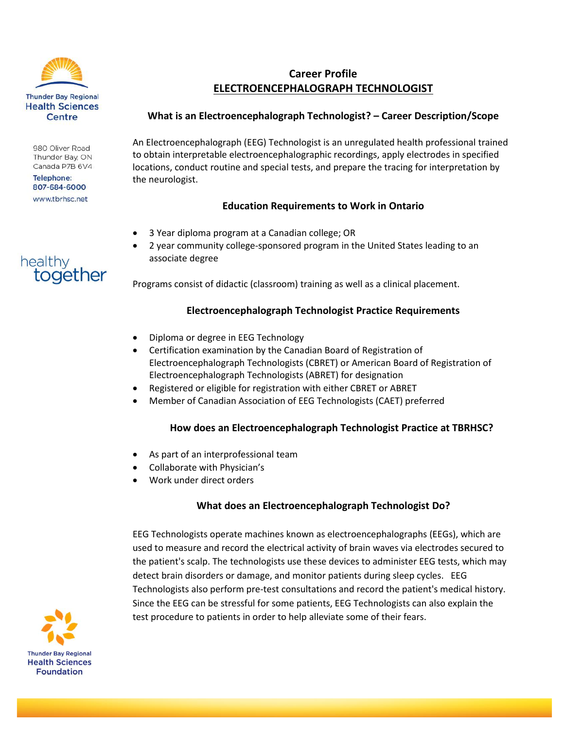Thunder Bay Regional Health Sciences Centre

980 Oliver Road
Thunder Bay, ON
Canada P7B 6V4

Telephone:
807-684-6000

www.tbrhsc.net

healthy together

# Career Profile
## ELECTROENCEPHALOGRAPH TECHNOLOGIST

### What is an Electroencephalograph Technologist? – Career Description/Scope

An Electroencephalograph (EEG) Technologist is an unregulated health professional trained to obtain interpretable electroencephalographic recordings, apply electrodes in specified locations, conduct routine and special tests, and prepare the tracing for interpretation by the neurologist.

### Education Requirements to Work in Ontario

- 3 Year diploma program at a Canadian college; OR
- 2 year community college-sponsored program in the United States leading to an associate degree

Programs consist of didactic (classroom) training as well as a clinical placement.

### Electroencephalograph Technologist Practice Requirements

- Diploma or degree in EEG Technology
- Certification examination by the Canadian Board of Registration of Electroencephalograph Technologists (CBRET) or American Board of Registration of Electroencephalograph Technologists (ABRET) for designation
- Registered or eligible for registration with either CBRET or ABRET
- Member of Canadian Association of EEG Technologists (CAET) preferred

### How does an Electroencephalograph Technologist Practice at TBRHSC?

- As part of an interprofessional team
- Collaborate with Physician's
- Work under direct orders

### What does an Electroencephalograph Technologist Do?

EEG Technologists operate machines known as electroencephalographs (EEGs), which are used to measure and record the electrical activity of brain waves via electrodes secured to the patient's scalp. The technologists use these devices to administer EEG tests, which may detect brain disorders or damage, and monitor patients during sleep cycles. EEG Technologists also perform pre-test consultations and record the patient's medical history. Since the EEG can be stressful for some patients, EEG Technologists can also explain the test procedure to patients in order to help alleviate some of their fears.

Thunder Bay Regional Health Sciences Foundation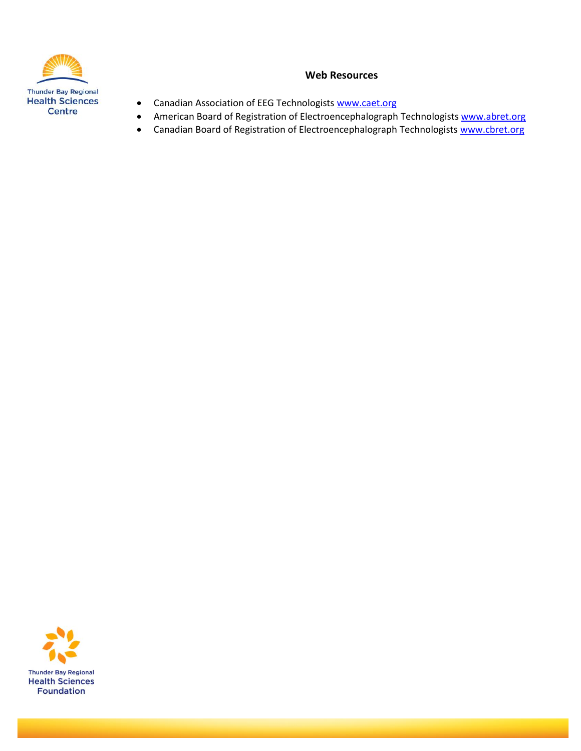**Web Resources**

- Canadian Association of EEG Technologists [www.caet.org](http://www.caet.org)
- American Board of Registration of Electroencephalograph Technologists [www.abret.org](http://www.abret.org)
- Canadian Board of Registration of Electroencephalograph Technologists [www.cbret.org](http://www.cbret.org)